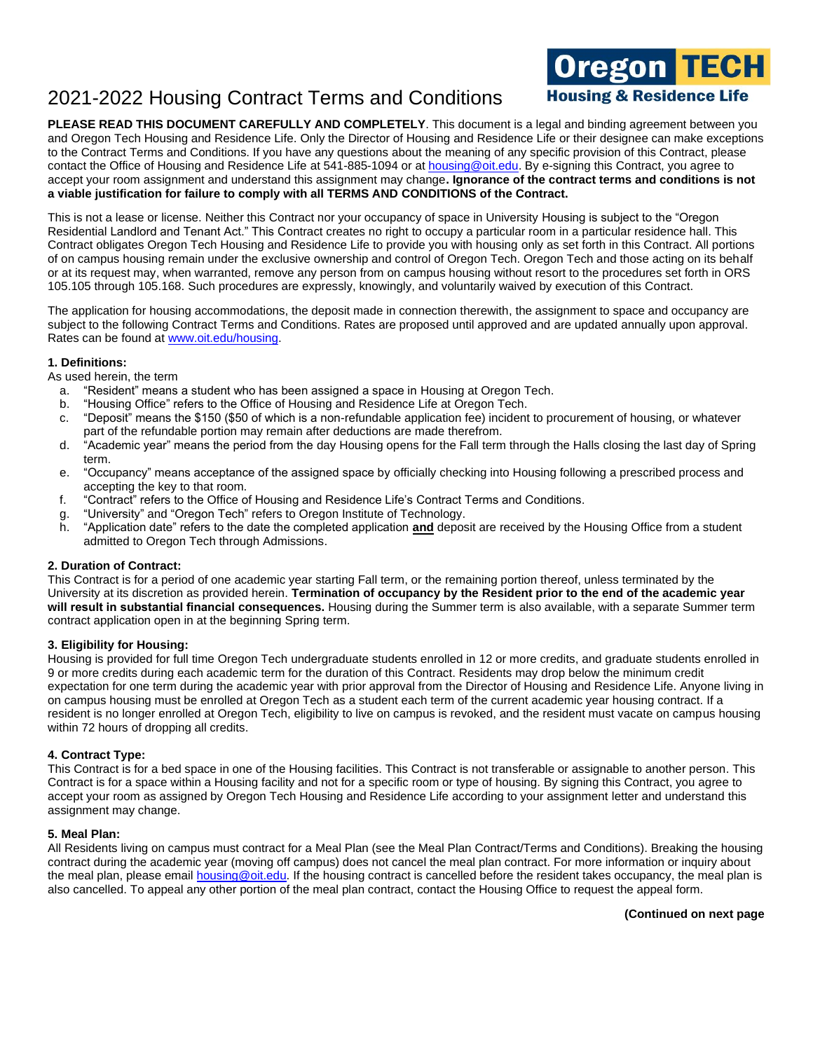# 2021-2022 Housing Contract Terms and Conditions

**Oregon TECH Housing & Residence Life**

**PLEASE READ THIS DOCUMENT CAREFULLY AND COMPLETELY**. This document is a legal and binding agreement between you and Oregon Tech Housing and Residence Life. Only the Director of Housing and Residence Life or their designee can make exceptions to the Contract Terms and Conditions. If you have any questions about the meaning of any specific provision of this Contract, please contact the Office of Housing and Residence Life at 541-885-1094 or at housing@oit.edu. By e-signing this Contract, you agree to accept your room assignment and understand this assignment may change**. Ignorance of the contract terms and conditions is not a viable justification for failure to comply with all TERMS AND CONDITIONS of the Contract.**

This is not a lease or license. Neither this Contract nor your occupancy of space in University Housing is subject to the "Oregon Residential Landlord and Tenant Act." This Contract creates no right to occupy a particular room in a particular residence hall. This Contract obligates Oregon Tech Housing and Residence Life to provide you with housing only as set forth in this Contract. All portions of on campus housing remain under the exclusive ownership and control of Oregon Tech. Oregon Tech and those acting on its behalf or at its request may, when warranted, remove any person from on campus housing without resort to the procedures set forth in ORS 105.105 through 105.168. Such procedures are expressly, knowingly, and voluntarily waived by execution of this Contract.

The application for housing accommodations, the deposit made in connection therewith, the assignment to space and occupancy are subject to the following Contract Terms and Conditions. Rates are proposed until approved and are updated annually upon approval. Rates can be found at www.oit.edu/housing.

**1. Definitions:**

As used herein, the term

a. "Resident" means a student who has been assigned a space in Housing at Oregon Tech.
b. "Housing Office" refers to the Office of Housing and Residence Life at Oregon Tech.
c. "Deposit" means the $150 ($50 of which is a non-refundable application fee) incident to procurement of housing, or whatever part of the refundable portion may remain after deductions are made therefrom.
d. "Academic year" means the period from the day Housing opens for the Fall term through the Halls closing the last day of Spring term.
e. "Occupancy" means acceptance of the assigned space by officially checking into Housing following a prescribed process and accepting the key to that room.
f. "Contract" refers to the Office of Housing and Residence Life's Contract Terms and Conditions.
g. "University" and "Oregon Tech" refers to Oregon Institute of Technology.
h. "Application date" refers to the date the completed application **and** deposit are received by the Housing Office from a student admitted to Oregon Tech through Admissions.

**2. Duration of Contract:**

This Contract is for a period of one academic year starting Fall term, or the remaining portion thereof, unless terminated by the University at its discretion as provided herein. **Termination of occupancy by the Resident prior to the end of the academic year will result in substantial financial consequences.** Housing during the Summer term is also available, with a separate Summer term contract application open in at the beginning Spring term.

**3. Eligibility for Housing:**

Housing is provided for full time Oregon Tech undergraduate students enrolled in 12 or more credits, and graduate students enrolled in 9 or more credits during each academic term for the duration of this Contract. Residents may drop below the minimum credit expectation for one term during the academic year with prior approval from the Director of Housing and Residence Life. Anyone living in on campus housing must be enrolled at Oregon Tech as a student each term of the current academic year housing contract. If a resident is no longer enrolled at Oregon Tech, eligibility to live on campus is revoked, and the resident must vacate on campus housing within 72 hours of dropping all credits.

**4. Contract Type:**

This Contract is for a bed space in one of the Housing facilities. This Contract is not transferable or assignable to another person. This Contract is for a space within a Housing facility and not for a specific room or type of housing. By signing this Contract, you agree to accept your room as assigned by Oregon Tech Housing and Residence Life according to your assignment letter and understand this assignment may change.

**5. Meal Plan:**

All Residents living on campus must contract for a Meal Plan (see the Meal Plan Contract/Terms and Conditions). Breaking the housing contract during the academic year (moving off campus) does not cancel the meal plan contract. For more information or inquiry about the meal plan, please email housing@oit.edu. If the housing contract is cancelled before the resident takes occupancy, the meal plan is also cancelled. To appeal any other portion of the meal plan contract, contact the Housing Office to request the appeal form.

**(Continued on next page**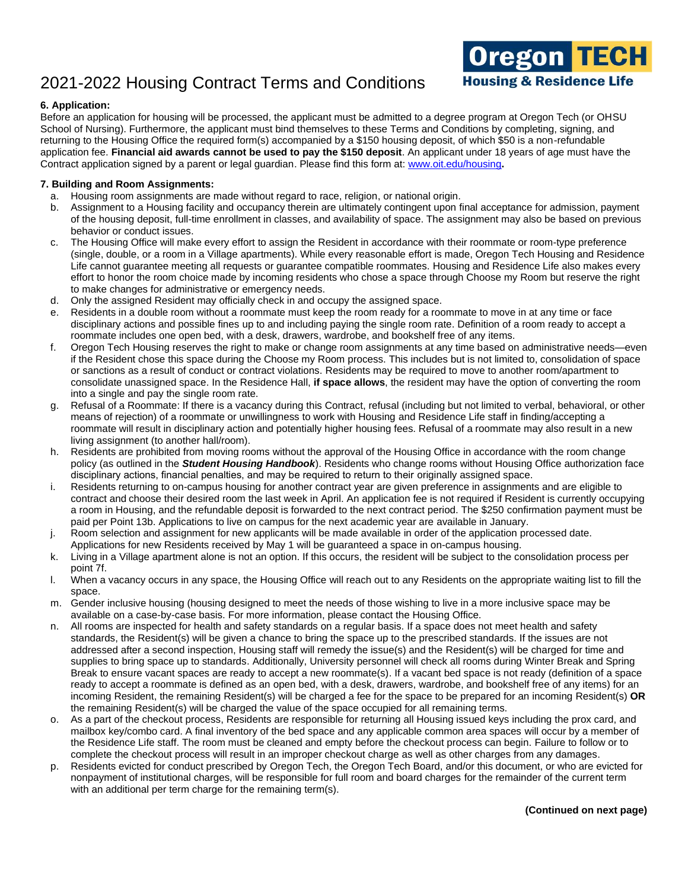# 2021-2022 Housing Contract Terms and Conditions

**Oregon TECH**
**Housing & Residence Life**

**6. Application:**
Before an application for housing will be processed, the applicant must be admitted to a degree program at Oregon Tech (or OHSU School of Nursing). Furthermore, the applicant must bind themselves to these Terms and Conditions by completing, signing, and returning to the Housing Office the required form(s) accompanied by a $150 housing deposit, of which $50 is a non-refundable application fee. **Financial aid awards cannot be used to pay the $150 deposit**. An applicant under 18 years of age must have the Contract application signed by a parent or legal guardian. Please find this form at: [www.oit.edu/housing](www.oit.edu/housing)**.**

**7. Building and Room Assignments:**

a. Housing room assignments are made without regard to race, religion, or national origin.

b. Assignment to a Housing facility and occupancy therein are ultimately contingent upon final acceptance for admission, payment of the housing deposit, full-time enrollment in classes, and availability of space. The assignment may also be based on previous behavior or conduct issues.

c. The Housing Office will make every effort to assign the Resident in accordance with their roommate or room-type preference (single, double, or a room in a Village apartments). While every reasonable effort is made, Oregon Tech Housing and Residence Life cannot guarantee meeting all requests or guarantee compatible roommates. Housing and Residence Life also makes every effort to honor the room choice made by incoming residents who chose a space through Choose my Room but reserve the right to make changes for administrative or emergency needs.

d. Only the assigned Resident may officially check in and occupy the assigned space.

e. Residents in a double room without a roommate must keep the room ready for a roommate to move in at any time or face disciplinary actions and possible fines up to and including paying the single room rate. Definition of a room ready to accept a roommate includes one open bed, with a desk, drawers, wardrobe, and bookshelf free of any items.

f. Oregon Tech Housing reserves the right to make or change room assignments at any time based on administrative needs—even if the Resident chose this space during the Choose my Room process. This includes but is not limited to, consolidation of space or sanctions as a result of conduct or contract violations. Residents may be required to move to another room/apartment to consolidate unassigned space. In the Residence Hall, **if space allows**, the resident may have the option of converting the room into a single and pay the single room rate.

g. Refusal of a Roommate: If there is a vacancy during this Contract, refusal (including but not limited to verbal, behavioral, or other means of rejection) of a roommate or unwillingness to work with Housing and Residence Life staff in finding/accepting a roommate will result in disciplinary action and potentially higher housing fees. Refusal of a roommate may also result in a new living assignment (to another hall/room).

h. Residents are prohibited from moving rooms without the approval of the Housing Office in accordance with the room change policy (as outlined in the ***Student Housing Handbook***). Residents who change rooms without Housing Office authorization face disciplinary actions, financial penalties, and may be required to return to their originally assigned space.

i. Residents returning to on-campus housing for another contract year are given preference in assignments and are eligible to contract and choose their desired room the last week in April. An application fee is not required if Resident is currently occupying a room in Housing, and the refundable deposit is forwarded to the next contract period. The $250 confirmation payment must be paid per Point 13b. Applications to live on campus for the next academic year are available in January.

j. Room selection and assignment for new applicants will be made available in order of the application processed date. Applications for new Residents received by May 1 will be guaranteed a space in on-campus housing.

k. Living in a Village apartment alone is not an option. If this occurs, the resident will be subject to the consolidation process per point 7f.

l. When a vacancy occurs in any space, the Housing Office will reach out to any Residents on the appropriate waiting list to fill the space.

m. Gender inclusive housing (housing designed to meet the needs of those wishing to live in a more inclusive space may be available on a case-by-case basis. For more information, please contact the Housing Office.

n. All rooms are inspected for health and safety standards on a regular basis. If a space does not meet health and safety standards, the Resident(s) will be given a chance to bring the space up to the prescribed standards. If the issues are not addressed after a second inspection, Housing staff will remedy the issue(s) and the Resident(s) will be charged for time and supplies to bring space up to standards. Additionally, University personnel will check all rooms during Winter Break and Spring Break to ensure vacant spaces are ready to accept a new roommate(s). If a vacant bed space is not ready (definition of a space ready to accept a roommate is defined as an open bed, with a desk, drawers, wardrobe, and bookshelf free of any items) for an incoming Resident, the remaining Resident(s) will be charged a fee for the space to be prepared for an incoming Resident(s) **OR** the remaining Resident(s) will be charged the value of the space occupied for all remaining terms.

o. As a part of the checkout process, Residents are responsible for returning all Housing issued keys including the prox card, and mailbox key/combo card. A final inventory of the bed space and any applicable common area spaces will occur by a member of the Residence Life staff. The room must be cleaned and empty before the checkout process can begin. Failure to follow or to complete the checkout process will result in an improper checkout charge as well as other charges from any damages.

p. Residents evicted for conduct prescribed by Oregon Tech, the Oregon Tech Board, and/or this document, or who are evicted for nonpayment of institutional charges, will be responsible for full room and board charges for the remainder of the current term with an additional per term charge for the remaining term(s).

**(Continued on next page)**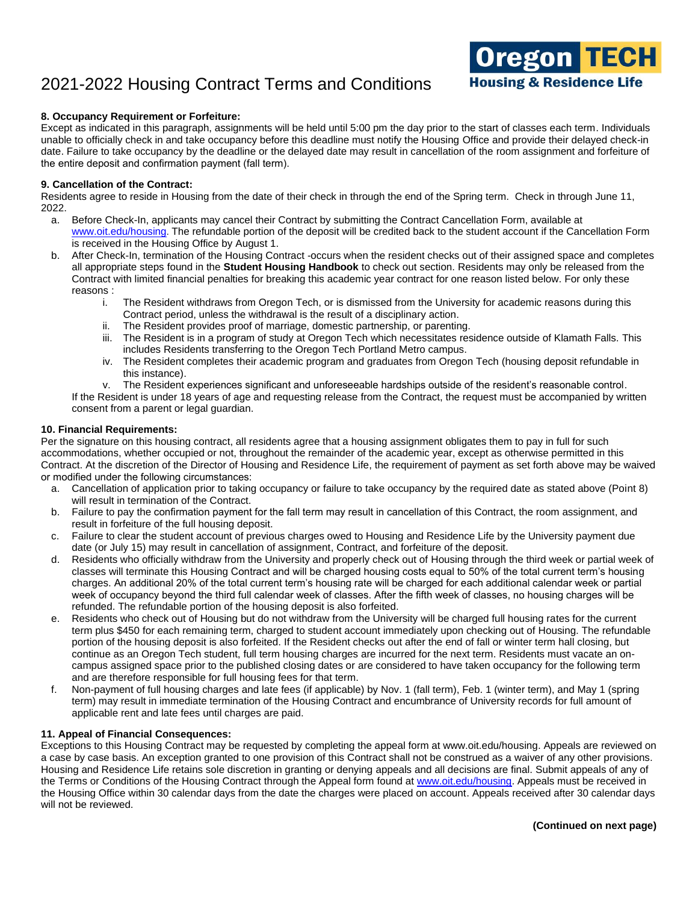# 2021-2022 Housing Contract Terms and Conditions

**8. Occupancy Requirement or Forfeiture:**
Except as indicated in this paragraph, assignments will be held until 5:00 pm the day prior to the start of classes each term. Individuals unable to officially check in and take occupancy before this deadline must notify the Housing Office and provide their delayed check-in date. Failure to take occupancy by the deadline or the delayed date may result in cancellation of the room assignment and forfeiture of the entire deposit and confirmation payment (fall term).

**9. Cancellation of the Contract:**
Residents agree to reside in Housing from the date of their check in through the end of the Spring term. Check in through June 11, 2022.

a. Before Check-In, applicants may cancel their Contract by submitting the Contract Cancellation Form, available at www.oit.edu/housing. The refundable portion of the deposit will be credited back to the student account if the Cancellation Form is received in the Housing Office by August 1.
b. After Check-In, termination of the Housing Contract -occurs when the resident checks out of their assigned space and completes all appropriate steps found in the **Student Housing Handbook** to check out section. Residents may only be released from the Contract with limited financial penalties for breaking this academic year contract for one reason listed below. For only these reasons :
   i. The Resident withdraws from Oregon Tech, or is dismissed from the University for academic reasons during this Contract period, unless the withdrawal is the result of a disciplinary action.
   ii. The Resident provides proof of marriage, domestic partnership, or parenting.
   iii. The Resident is in a program of study at Oregon Tech which necessitates residence outside of Klamath Falls. This includes Residents transferring to the Oregon Tech Portland Metro campus.
   iv. The Resident completes their academic program and graduates from Oregon Tech (housing deposit refundable in this instance).
   v. The Resident experiences significant and unforeseeable hardships outside of the resident's reasonable control.

   If the Resident is under 18 years of age and requesting release from the Contract, the request must be accompanied by written consent from a parent or legal guardian.

**10. Financial Requirements:**
Per the signature on this housing contract, all residents agree that a housing assignment obligates them to pay in full for such accommodations, whether occupied or not, throughout the remainder of the academic year, except as otherwise permitted in this Contract. At the discretion of the Director of Housing and Residence Life, the requirement of payment as set forth above may be waived or modified under the following circumstances:

a. Cancellation of application prior to taking occupancy or failure to take occupancy by the required date as stated above (Point 8) will result in termination of the Contract.
b. Failure to pay the confirmation payment for the fall term may result in cancellation of this Contract, the room assignment, and result in forfeiture of the full housing deposit.
c. Failure to clear the student account of previous charges owed to Housing and Residence Life by the University payment due date (or July 15) may result in cancellation of assignment, Contract, and forfeiture of the deposit.
d. Residents who officially withdraw from the University and properly check out of Housing through the third week or partial week of classes will terminate this Housing Contract and will be charged housing costs equal to 50% of the total current term's housing charges. An additional 20% of the total current term's housing rate will be charged for each additional calendar week or partial week of occupancy beyond the third full calendar week of classes. After the fifth week of classes, no housing charges will be refunded. The refundable portion of the housing deposit is also forfeited.
e. Residents who check out of Housing but do not withdraw from the University will be charged full housing rates for the current term plus $450 for each remaining term, charged to student account immediately upon checking out of Housing. The refundable portion of the housing deposit is also forfeited. If the Resident checks out after the end of fall or winter term hall closing, but continue as an Oregon Tech student, full term housing charges are incurred for the next term. Residents must vacate an on-campus assigned space prior to the published closing dates or are considered to have taken occupancy for the following term and are therefore responsible for full housing fees for that term.
f. Non-payment of full housing charges and late fees (if applicable) by Nov. 1 (fall term), Feb. 1 (winter term), and May 1 (spring term) may result in immediate termination of the Housing Contract and encumbrance of University records for full amount of applicable rent and late fees until charges are paid.

**11. Appeal of Financial Consequences:**
Exceptions to this Housing Contract may be requested by completing the appeal form at www.oit.edu/housing. Appeals are reviewed on a case by case basis. An exception granted to one provision of this Contract shall not be construed as a waiver of any other provisions. Housing and Residence Life retains sole discretion in granting or denying appeals and all decisions are final. Submit appeals of any of the Terms or Conditions of the Housing Contract through the Appeal form found at www.oit.edu/housing. Appeals must be received in the Housing Office within 30 calendar days from the date the charges were placed on account. Appeals received after 30 calendar days will not be reviewed.

**(Continued on next page)**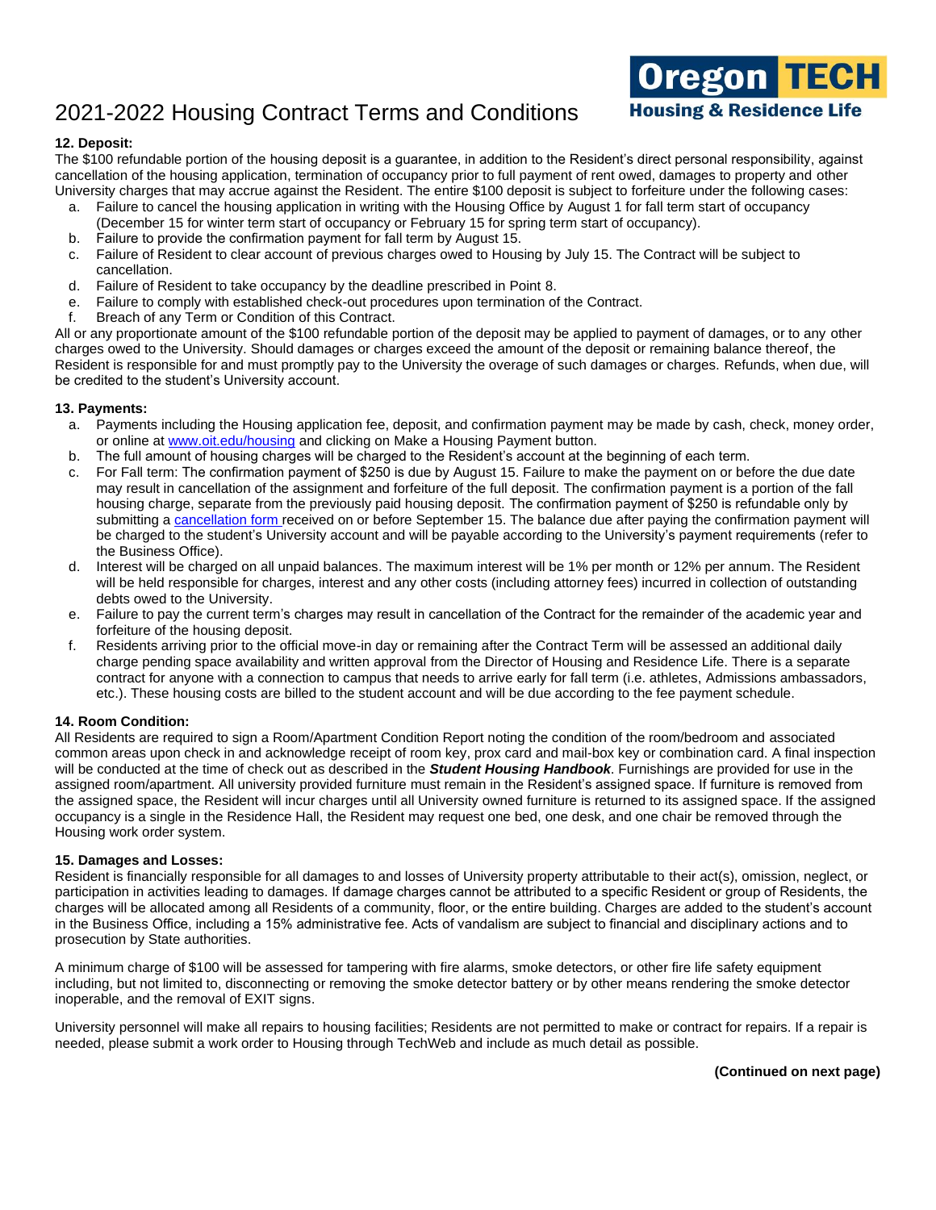# 2021-2022 Housing Contract Terms and Conditions

Oregon TECH Housing & Residence Life

**12. Deposit:**
The $100 refundable portion of the housing deposit is a guarantee, in addition to the Resident's direct personal responsibility, against cancellation of the housing application, termination of occupancy prior to full payment of rent owed, damages to property and other University charges that may accrue against the Resident. The entire $100 deposit is subject to forfeiture under the following cases:

a. Failure to cancel the housing application in writing with the Housing Office by August 1 for fall term start of occupancy (December 15 for winter term start of occupancy or February 15 for spring term start of occupancy).
b. Failure to provide the confirmation payment for fall term by August 15.
c. Failure of Resident to clear account of previous charges owed to Housing by July 15. The Contract will be subject to cancellation.
d. Failure of Resident to take occupancy by the deadline prescribed in Point 8.
e. Failure to comply with established check-out procedures upon termination of the Contract.
f. Breach of any Term or Condition of this Contract.

All or any proportionate amount of the $100 refundable portion of the deposit may be applied to payment of damages, or to any other charges owed to the University. Should damages or charges exceed the amount of the deposit or remaining balance thereof, the Resident is responsible for and must promptly pay to the University the overage of such damages or charges. Refunds, when due, will be credited to the student's University account.

**13. Payments:**

a. Payments including the Housing application fee, deposit, and confirmation payment may be made by cash, check, money order, or online at www.oit.edu/housing and clicking on Make a Housing Payment button.
b. The full amount of housing charges will be charged to the Resident's account at the beginning of each term.
c. For Fall term: The confirmation payment of $250 is due by August 15. Failure to make the payment on or before the due date may result in cancellation of the assignment and forfeiture of the full deposit. The confirmation payment is a portion of the fall housing charge, separate from the previously paid housing deposit. The confirmation payment of $250 is refundable only by submitting a cancellation form received on or before September 15. The balance due after paying the confirmation payment will be charged to the student's University account and will be payable according to the University's payment requirements (refer to the Business Office).
d. Interest will be charged on all unpaid balances. The maximum interest will be 1% per month or 12% per annum. The Resident will be held responsible for charges, interest and any other costs (including attorney fees) incurred in collection of outstanding debts owed to the University.
e. Failure to pay the current term's charges may result in cancellation of the Contract for the remainder of the academic year and forfeiture of the housing deposit.
f. Residents arriving prior to the official move-in day or remaining after the Contract Term will be assessed an additional daily charge pending space availability and written approval from the Director of Housing and Residence Life. There is a separate contract for anyone with a connection to campus that needs to arrive early for fall term (i.e. athletes, Admissions ambassadors, etc.). These housing costs are billed to the student account and will be due according to the fee payment schedule.

**14. Room Condition:**
All Residents are required to sign a Room/Apartment Condition Report noting the condition of the room/bedroom and associated common areas upon check in and acknowledge receipt of room key, prox card and mail-box key or combination card. A final inspection will be conducted at the time of check out as described in the ***Student Housing Handbook***. Furnishings are provided for use in the assigned room/apartment. All university provided furniture must remain in the Resident's assigned space. If furniture is removed from the assigned space, the Resident will incur charges until all University owned furniture is returned to its assigned space. If the assigned occupancy is a single in the Residence Hall, the Resident may request one bed, one desk, and one chair be removed through the Housing work order system.

**15. Damages and Losses:**
Resident is financially responsible for all damages to and losses of University property attributable to their act(s), omission, neglect, or participation in activities leading to damages. If damage charges cannot be attributed to a specific Resident or group of Residents, the charges will be allocated among all Residents of a community, floor, or the entire building. Charges are added to the student's account in the Business Office, including a 15% administrative fee. Acts of vandalism are subject to financial and disciplinary actions and to prosecution by State authorities.

A minimum charge of $100 will be assessed for tampering with fire alarms, smoke detectors, or other fire life safety equipment including, but not limited to, disconnecting or removing the smoke detector battery or by other means rendering the smoke detector inoperable, and the removal of EXIT signs.

University personnel will make all repairs to housing facilities; Residents are not permitted to make or contract for repairs. If a repair is needed, please submit a work order to Housing through TechWeb and include as much detail as possible.

**(Continued on next page)**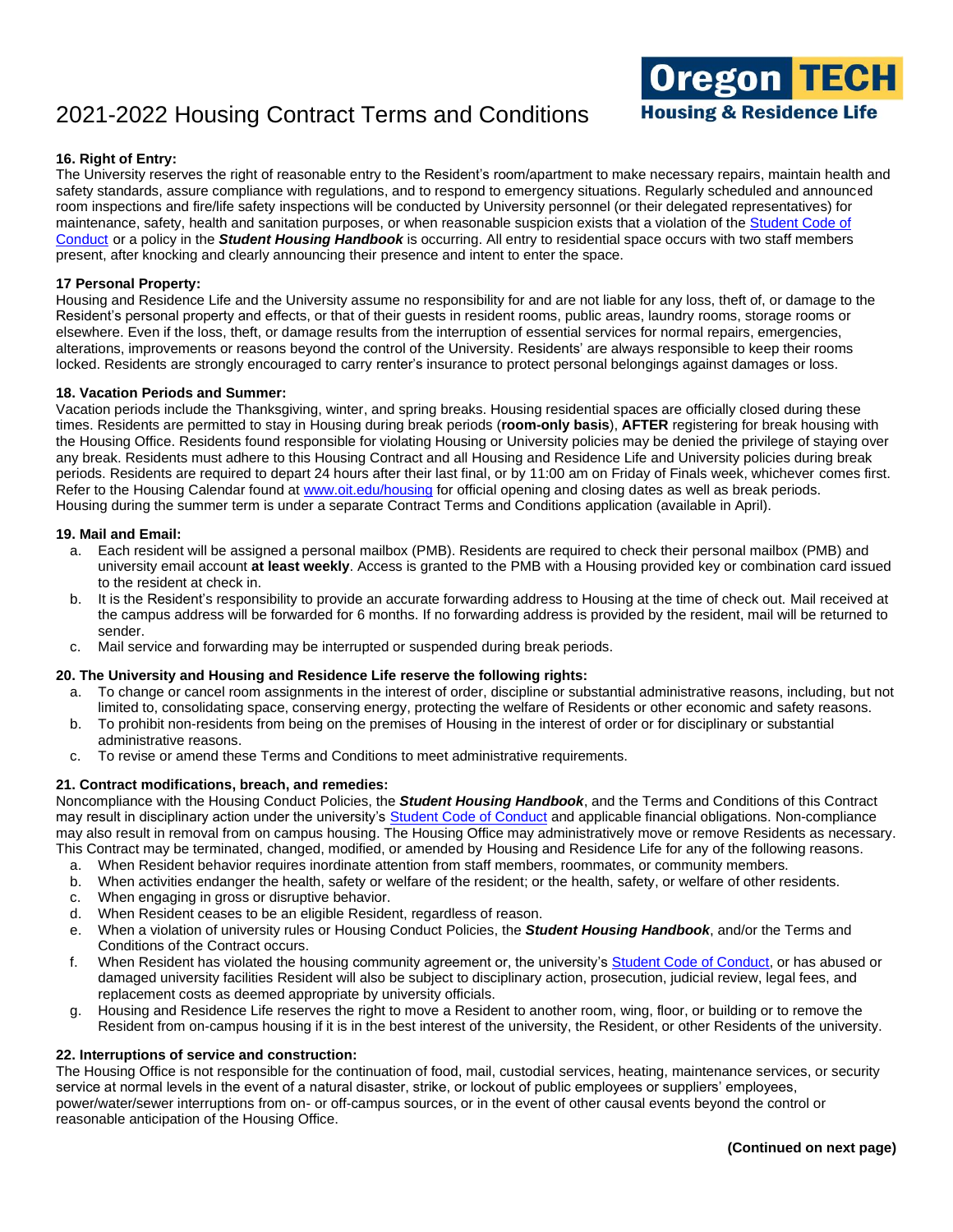# 2021-2022 Housing Contract Terms and Conditions

**16. Right of Entry:**
The University reserves the right of reasonable entry to the Resident's room/apartment to make necessary repairs, maintain health and safety standards, assure compliance with regulations, and to respond to emergency situations. Regularly scheduled and announced room inspections and fire/life safety inspections will be conducted by University personnel (or their delegated representatives) for maintenance, safety, health and sanitation purposes, or when reasonable suspicion exists that a violation of the Student Code of Conduct or a policy in the ***Student Housing Handbook*** is occurring. All entry to residential space occurs with two staff members present, after knocking and clearly announcing their presence and intent to enter the space.

**17 Personal Property:**
Housing and Residence Life and the University assume no responsibility for and are not liable for any loss, theft of, or damage to the Resident's personal property and effects, or that of their guests in resident rooms, public areas, laundry rooms, storage rooms or elsewhere. Even if the loss, theft, or damage results from the interruption of essential services for normal repairs, emergencies, alterations, improvements or reasons beyond the control of the University. Residents' are always responsible to keep their rooms locked. Residents are strongly encouraged to carry renter's insurance to protect personal belongings against damages or loss.

**18. Vacation Periods and Summer:**
Vacation periods include the Thanksgiving, winter, and spring breaks. Housing residential spaces are officially closed during these times. Residents are permitted to stay in Housing during break periods (**room-only basis**), **AFTER** registering for break housing with the Housing Office. Residents found responsible for violating Housing or University policies may be denied the privilege of staying over any break. Residents must adhere to this Housing Contract and all Housing and Residence Life and University policies during break periods. Residents are required to depart 24 hours after their last final, or by 11:00 am on Friday of Finals week, whichever comes first. Refer to the Housing Calendar found at www.oit.edu/housing for official opening and closing dates as well as break periods. Housing during the summer term is under a separate Contract Terms and Conditions application (available in April).

**19. Mail and Email:**

a. Each resident will be assigned a personal mailbox (PMB). Residents are required to check their personal mailbox (PMB) and university email account **at least weekly**. Access is granted to the PMB with a Housing provided key or combination card issued to the resident at check in.
b. It is the Resident's responsibility to provide an accurate forwarding address to Housing at the time of check out. Mail received at the campus address will be forwarded for 6 months. If no forwarding address is provided by the resident, mail will be returned to sender.
c. Mail service and forwarding may be interrupted or suspended during break periods.

**20. The University and Housing and Residence Life reserve the following rights:**

a. To change or cancel room assignments in the interest of order, discipline or substantial administrative reasons, including, but not limited to, consolidating space, conserving energy, protecting the welfare of Residents or other economic and safety reasons.
b. To prohibit non-residents from being on the premises of Housing in the interest of order or for disciplinary or substantial administrative reasons.
c. To revise or amend these Terms and Conditions to meet administrative requirements.

**21. Contract modifications, breach, and remedies:**
Noncompliance with the Housing Conduct Policies, the ***Student Housing Handbook***, and the Terms and Conditions of this Contract may result in disciplinary action under the university's Student Code of Conduct and applicable financial obligations. Non-compliance may also result in removal from on campus housing. The Housing Office may administratively move or remove Residents as necessary. This Contract may be terminated, changed, modified, or amended by Housing and Residence Life for any of the following reasons.

a. When Resident behavior requires inordinate attention from staff members, roommates, or community members.
b. When activities endanger the health, safety or welfare of the resident; or the health, safety, or welfare of other residents.
c. When engaging in gross or disruptive behavior.
d. When Resident ceases to be an eligible Resident, regardless of reason.
e. When a violation of university rules or Housing Conduct Policies, the ***Student Housing Handbook***, and/or the Terms and Conditions of the Contract occurs.
f. When Resident has violated the housing community agreement or, the university's Student Code of Conduct, or has abused or damaged university facilities Resident will also be subject to disciplinary action, prosecution, judicial review, legal fees, and replacement costs as deemed appropriate by university officials.
g. Housing and Residence Life reserves the right to move a Resident to another room, wing, floor, or building or to remove the Resident from on-campus housing if it is in the best interest of the university, the Resident, or other Residents of the university.

**22. Interruptions of service and construction:**
The Housing Office is not responsible for the continuation of food, mail, custodial services, heating, maintenance services, or security service at normal levels in the event of a natural disaster, strike, or lockout of public employees or suppliers' employees, power/water/sewer interruptions from on- or off-campus sources, or in the event of other causal events beyond the control or reasonable anticipation of the Housing Office.

**(Continued on next page)**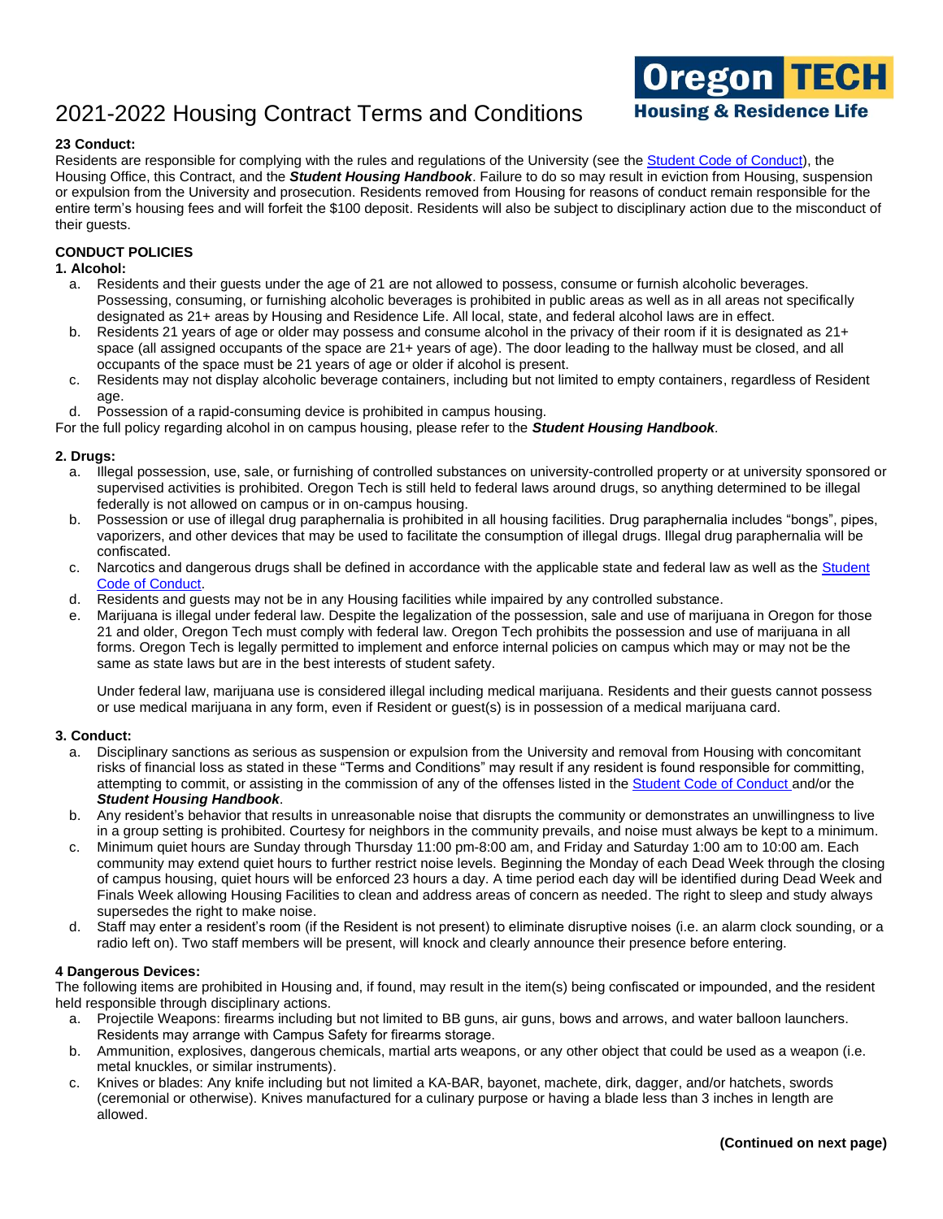# 2021-2022 Housing Contract Terms and Conditions

**23 Conduct:**
Residents are responsible for complying with the rules and regulations of the University (see the Student Code of Conduct), the Housing Office, this Contract, and the ***Student Housing Handbook***. Failure to do so may result in eviction from Housing, suspension or expulsion from the University and prosecution. Residents removed from Housing for reasons of conduct remain responsible for the entire term's housing fees and will forfeit the $100 deposit. Residents will also be subject to disciplinary action due to the misconduct of their guests.

**CONDUCT POLICIES**

**1. Alcohol:**

a. Residents and their guests under the age of 21 are not allowed to possess, consume or furnish alcoholic beverages. Possessing, consuming, or furnishing alcoholic beverages is prohibited in public areas as well as in all areas not specifically designated as 21+ areas by Housing and Residence Life. All local, state, and federal alcohol laws are in effect.
b. Residents 21 years of age or older may possess and consume alcohol in the privacy of their room if it is designated as 21+ space (all assigned occupants of the space are 21+ years of age). The door leading to the hallway must be closed, and all occupants of the space must be 21 years of age or older if alcohol is present.
c. Residents may not display alcoholic beverage containers, including but not limited to empty containers, regardless of Resident age.
d. Possession of a rapid-consuming device is prohibited in campus housing.

For the full policy regarding alcohol in on campus housing, please refer to the ***Student Housing Handbook***.

**2. Drugs:**

a. Illegal possession, use, sale, or furnishing of controlled substances on university-controlled property or at university sponsored or supervised activities is prohibited. Oregon Tech is still held to federal laws around drugs, so anything determined to be illegal federally is not allowed on campus or in on-campus housing.
b. Possession or use of illegal drug paraphernalia is prohibited in all housing facilities. Drug paraphernalia includes "bongs", pipes, vaporizers, and other devices that may be used to facilitate the consumption of illegal drugs. Illegal drug paraphernalia will be confiscated.
c. Narcotics and dangerous drugs shall be defined in accordance with the applicable state and federal law as well as the Student Code of Conduct.
d. Residents and guests may not be in any Housing facilities while impaired by any controlled substance.
e. Marijuana is illegal under federal law. Despite the legalization of the possession, sale and use of marijuana in Oregon for those 21 and older, Oregon Tech must comply with federal law. Oregon Tech prohibits the possession and use of marijuana in all forms. Oregon Tech is legally permitted to implement and enforce internal policies on campus which may or may not be the same as state laws but are in the best interests of student safety.

   Under federal law, marijuana use is considered illegal including medical marijuana. Residents and their guests cannot possess or use medical marijuana in any form, even if Resident or guest(s) is in possession of a medical marijuana card.

**3. Conduct:**

a. Disciplinary sanctions as serious as suspension or expulsion from the University and removal from Housing with concomitant risks of financial loss as stated in these "Terms and Conditions" may result if any resident is found responsible for committing, attempting to commit, or assisting in the commission of any of the offenses listed in the Student Code of Conduct and/or the ***Student Housing Handbook***.
b. Any resident's behavior that results in unreasonable noise that disrupts the community or demonstrates an unwillingness to live in a group setting is prohibited. Courtesy for neighbors in the community prevails, and noise must always be kept to a minimum.
c. Minimum quiet hours are Sunday through Thursday 11:00 pm-8:00 am, and Friday and Saturday 1:00 am to 10:00 am. Each community may extend quiet hours to further restrict noise levels. Beginning the Monday of each Dead Week through the closing of campus housing, quiet hours will be enforced 23 hours a day. A time period each day will be identified during Dead Week and Finals Week allowing Housing Facilities to clean and address areas of concern as needed. The right to sleep and study always supersedes the right to make noise.
d. Staff may enter a resident's room (if the Resident is not present) to eliminate disruptive noises (i.e. an alarm clock sounding, or a radio left on). Two staff members will be present, will knock and clearly announce their presence before entering.

**4 Dangerous Devices:**
The following items are prohibited in Housing and, if found, may result in the item(s) being confiscated or impounded, and the resident held responsible through disciplinary actions.

a. Projectile Weapons: firearms including but not limited to BB guns, air guns, bows and arrows, and water balloon launchers. Residents may arrange with Campus Safety for firearms storage.
b. Ammunition, explosives, dangerous chemicals, martial arts weapons, or any other object that could be used as a weapon (i.e. metal knuckles, or similar instruments).
c. Knives or blades: Any knife including but not limited a KA-BAR, bayonet, machete, dirk, dagger, and/or hatchets, swords (ceremonial or otherwise). Knives manufactured for a culinary purpose or having a blade less than 3 inches in length are allowed.

**(Continued on next page)**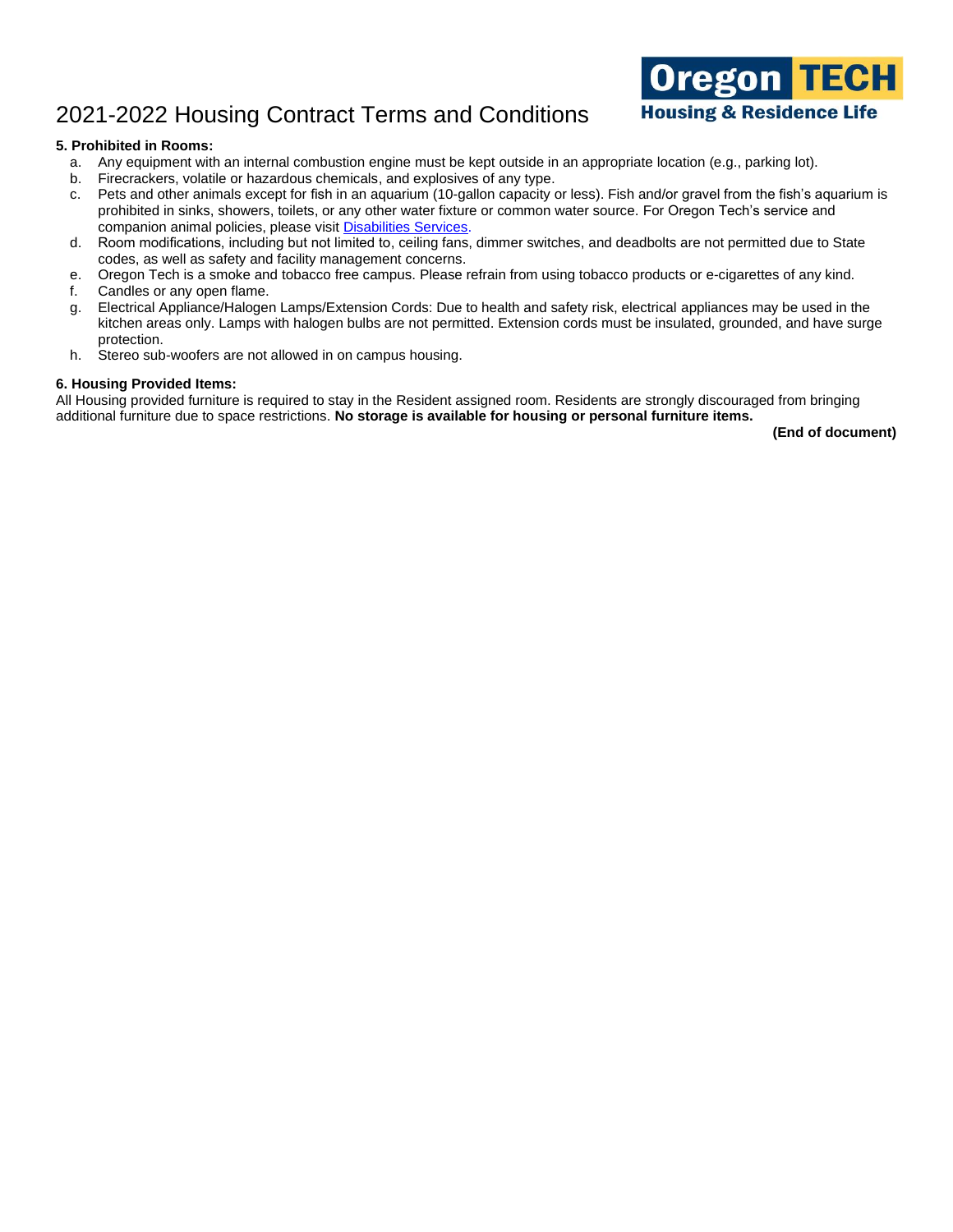**5. Prohibited in Rooms:**

a. Any equipment with an internal combustion engine must be kept outside in an appropriate location (e.g., parking lot).
b. Firecrackers, volatile or hazardous chemicals, and explosives of any type.
c. Pets and other animals except for fish in an aquarium (10-gallon capacity or less). Fish and/or gravel from the fish's aquarium is prohibited in sinks, showers, toilets, or any other water fixture or common water source. For Oregon Tech's service and companion animal policies, please visit [Disabilities Services](#).
d. Room modifications, including but not limited to, ceiling fans, dimmer switches, and deadbolts are not permitted due to State codes, as well as safety and facility management concerns.
e. Oregon Tech is a smoke and tobacco free campus. Please refrain from using tobacco products or e-cigarettes of any kind.
f. Candles or any open flame.
g. Electrical Appliance/Halogen Lamps/Extension Cords: Due to health and safety risk, electrical appliances may be used in the kitchen areas only. Lamps with halogen bulbs are not permitted. Extension cords must be insulated, grounded, and have surge protection.
h. Stereo sub-woofers are not allowed in on campus housing.

**6. Housing Provided Items:**

All Housing provided furniture is required to stay in the Resident assigned room. Residents are strongly discouraged from bringing additional furniture due to space restrictions. **No storage is available for housing or personal furniture items.**

**(End of document)**